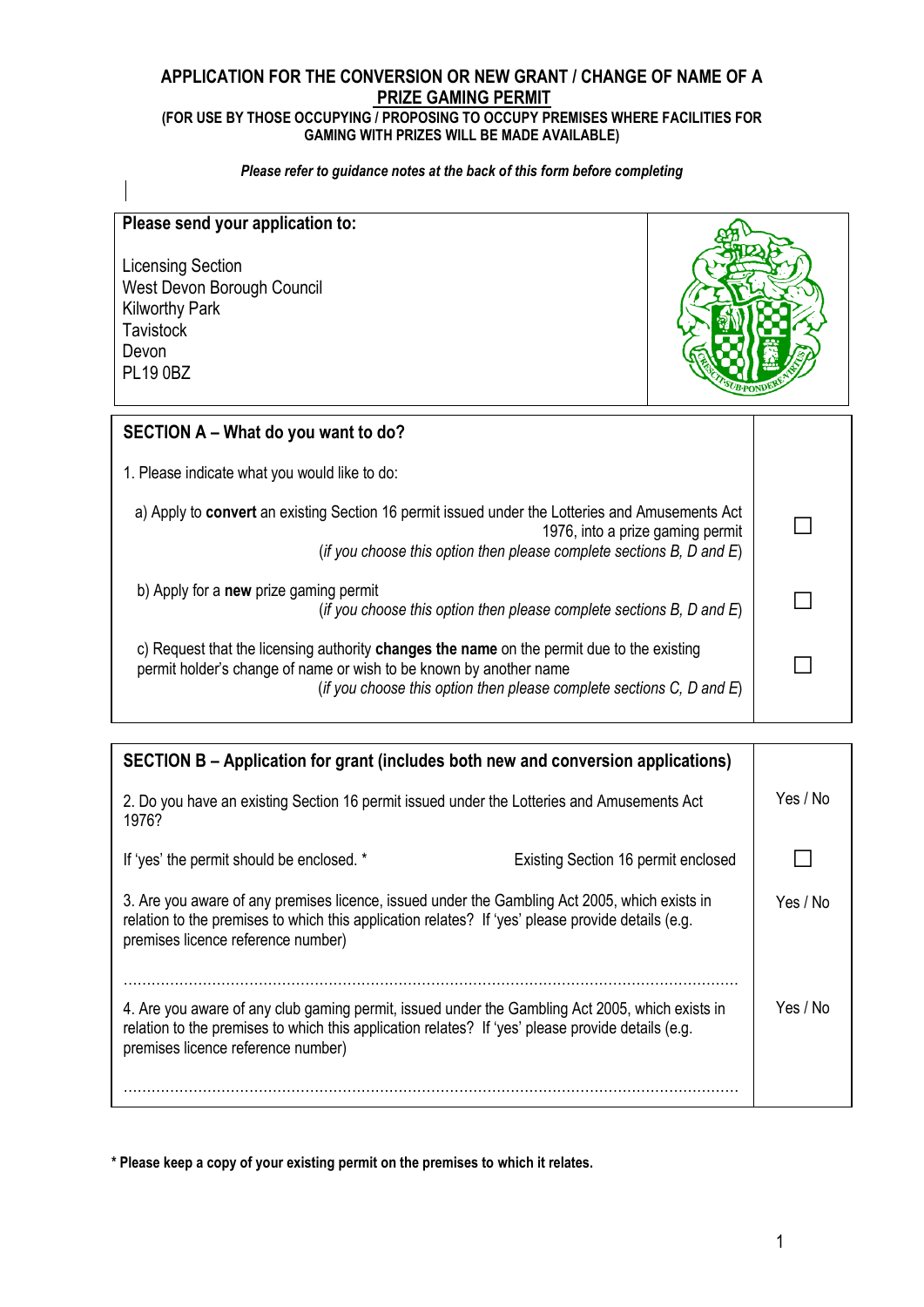# APPLICATION FOR THE CONVERSION OR NEW GRANT / CHANGE OF NAME OF A PRIZE GAMING PERMIT

**(FOR USE BY THOSE OCCUPYING / PROPOSING TO OCCUPY PREMISES WHERE FACILITIES FOR GAMING WITH PRIZES WILL BE MADE AVAILABLE)**

***Please refer to guidance notes at the back of this form before completing***

**Please send your application to:**

Licensing Section
West Devon Borough Council
Kilworthy Park
Tavistock
Devon
PL19 0BZ

## SECTION A – What do you want to do?

1. Please indicate what you would like to do:

| | |
|---|---|
| a) Apply to **convert** an existing Section 16 permit issued under the Lotteries and Amusements Act 1976, into a prize gaming permit (*if you choose this option then please complete sections B, D and E*) | ☐ |
| b) Apply for a **new** prize gaming permit (*if you choose this option then please complete sections B, D and E*) | ☐ |
| c) Request that the licensing authority **changes the name** on the permit due to the existing permit holder's change of name or wish to be known by another name (*if you choose this option then please complete sections C, D and E*) | ☐ |

## SECTION B – Application for grant (includes both new and conversion applications)

| | |
|---|---|
| 2. Do you have an existing Section 16 permit issued under the Lotteries and Amusements Act 1976? | Yes / No |
| If 'yes' the permit should be enclosed. * Existing Section 16 permit enclosed | ☐ |
| 3. Are you aware of any premises licence, issued under the Gambling Act 2005, which exists in relation to the premises to which this application relates? If 'yes' please provide details (e.g. premises licence reference number)<br><br>…………………………………………………………………………………………………… | Yes / No |
| 4. Are you aware of any club gaming permit, issued under the Gambling Act 2005, which exists in relation to the premises to which this application relates? If 'yes' please provide details (e.g. premises licence reference number)<br><br>…………………………………………………………………………………………………… | Yes / No |

**\* Please keep a copy of your existing permit on the premises to which it relates.**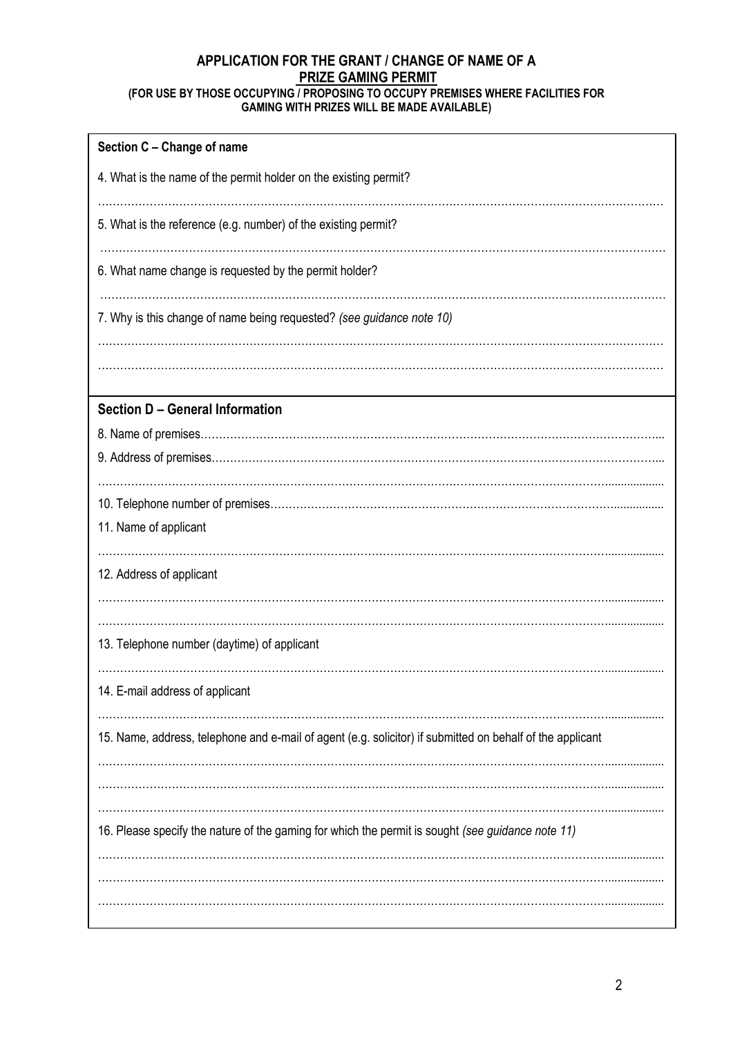**APPLICATION FOR THE GRANT / CHANGE OF NAME OF A**
**PRIZE GAMING PERMIT**
**(FOR USE BY THOSE OCCUPYING / PROPOSING TO OCCUPY PREMISES WHERE FACILITIES FOR GAMING WITH PRIZES WILL BE MADE AVAILABLE)**

## Section C – Change of name

4. What is the name of the permit holder on the existing permit?

…………………………………………………………………………………………………………………………………

5. What is the reference (e.g. number) of the existing permit?

…………………………………………………………………………………………………………………………………

6. What name change is requested by the permit holder?

…………………………………………………………………………………………………………………………………

7. Why is this change of name being requested? *(see guidance note 10)*

…………………………………………………………………………………………………………………………………

…………………………………………………………………………………………………………………………………

## Section D – General Information

8. Name of premises…………………………………………………………………………………………………………

9. Address of premises………………………………………………………………………………………………………

…………………………………………………………………………………………………………………………………

10. Telephone number of premises……………………………………………………………………………………

11. Name of applicant

…………………………………………………………………………………………………………………………………

12. Address of applicant

…………………………………………………………………………………………………………………………………

…………………………………………………………………………………………………………………………………

13. Telephone number (daytime) of applicant

…………………………………………………………………………………………………………………………………

14. E-mail address of applicant

…………………………………………………………………………………………………………………………………

15. Name, address, telephone and e-mail of agent (e.g. solicitor) if submitted on behalf of the applicant

…………………………………………………………………………………………………………………………………

…………………………………………………………………………………………………………………………………

…………………………………………………………………………………………………………………………………

16. Please specify the nature of the gaming for which the permit is sought *(see guidance note 11)*

…………………………………………………………………………………………………………………………………

…………………………………………………………………………………………………………………………………

…………………………………………………………………………………………………………………………………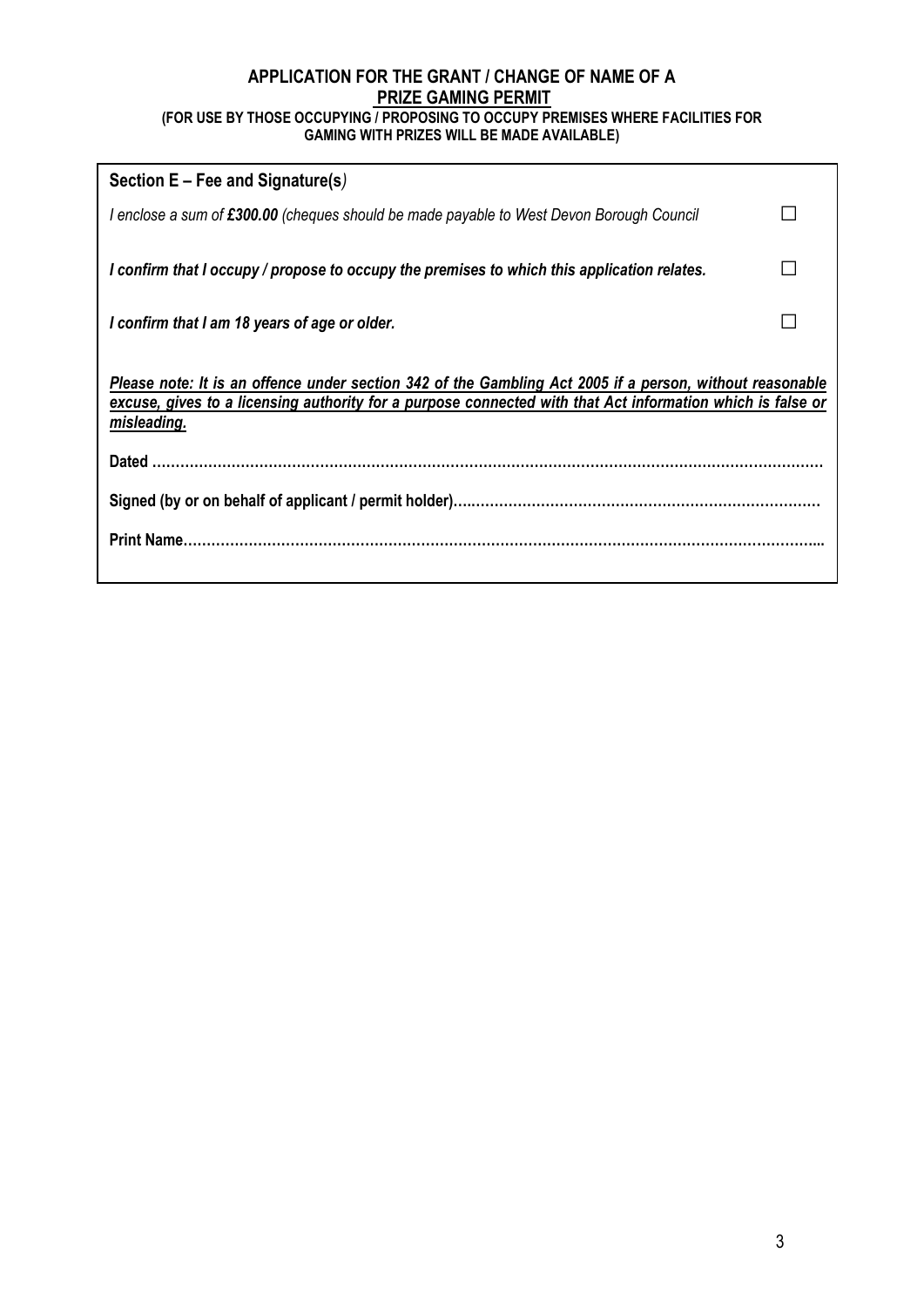**APPLICATION FOR THE GRANT / CHANGE OF NAME OF A**
**PRIZE GAMING PERMIT**
**(FOR USE BY THOSE OCCUPYING / PROPOSING TO OCCUPY PREMISES WHERE FACILITIES FOR GAMING WITH PRIZES WILL BE MADE AVAILABLE)**

## Section E – Fee and Signature(s*)*

*I enclose a sum of* ***£300.00*** *(cheques should be made payable to West Devon Borough Council* ☐

***I confirm that I occupy / propose to occupy the premises to which this application relates.*** ☐

***I confirm that I am 18 years of age or older.*** ☐

***Please note: It is an offence under section 342 of the Gambling Act 2005 if a person, without reasonable excuse, gives to a licensing authority for a purpose connected with that Act information which is false or misleading.***

**Dated ……………………………………………………………………………………………………………………………**

**Signed (by or on behalf of applicant / permit holder)…………………………………………………………………**

**Print Name……………………………………………………………………………………………………………………...**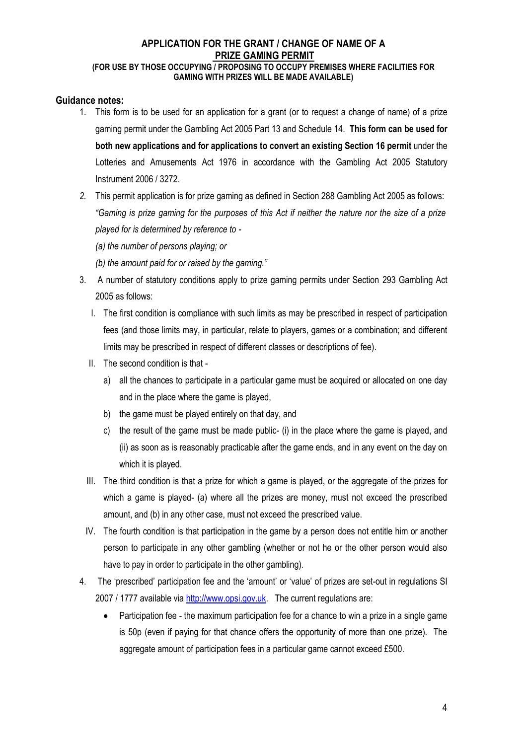# APPLICATION FOR THE GRANT / CHANGE OF NAME OF A PRIZE GAMING PERMIT

**(FOR USE BY THOSE OCCUPYING / PROPOSING TO OCCUPY PREMISES WHERE FACILITIES FOR GAMING WITH PRIZES WILL BE MADE AVAILABLE)**

## Guidance notes:

1. This form is to be used for an application for a grant (or to request a change of name) of a prize gaming permit under the Gambling Act 2005 Part 13 and Schedule 14. **This form can be used for both new applications and for applications to convert an existing Section 16 permit** under the Lotteries and Amusements Act 1976 in accordance with the Gambling Act 2005 Statutory Instrument 2006 / 3272.
2. This permit application is for prize gaming as defined in Section 288 Gambling Act 2005 as follows: *"Gaming is prize gaming for the purposes of this Act if neither the nature nor the size of a prize played for is determined by reference to -*

   *(a) the number of persons playing; or*

   *(b) the amount paid for or raised by the gaming."*
3. A number of statutory conditions apply to prize gaming permits under Section 293 Gambling Act 2005 as follows:
   - I. The first condition is compliance with such limits as may be prescribed in respect of participation fees (and those limits may, in particular, relate to players, games or a combination; and different limits may be prescribed in respect of different classes or descriptions of fee).
   - II. The second condition is that -
     - a) all the chances to participate in a particular game must be acquired or allocated on one day and in the place where the game is played,
     - b) the game must be played entirely on that day, and
     - c) the result of the game must be made public- (i) in the place where the game is played, and (ii) as soon as is reasonably practicable after the game ends, and in any event on the day on which it is played.
   - III. The third condition is that a prize for which a game is played, or the aggregate of the prizes for which a game is played- (a) where all the prizes are money, must not exceed the prescribed amount, and (b) in any other case, must not exceed the prescribed value.
   - IV. The fourth condition is that participation in the game by a person does not entitle him or another person to participate in any other gambling (whether or not he or the other person would also have to pay in order to participate in the other gambling).
4. The 'prescribed' participation fee and the 'amount' or 'value' of prizes are set-out in regulations SI 2007 / 1777 available via [http://www.opsi.gov.uk](http://www.opsi.gov.uk). The current regulations are:
   - Participation fee - the maximum participation fee for a chance to win a prize in a single game is 50p (even if paying for that chance offers the opportunity of more than one prize). The aggregate amount of participation fees in a particular game cannot exceed £500.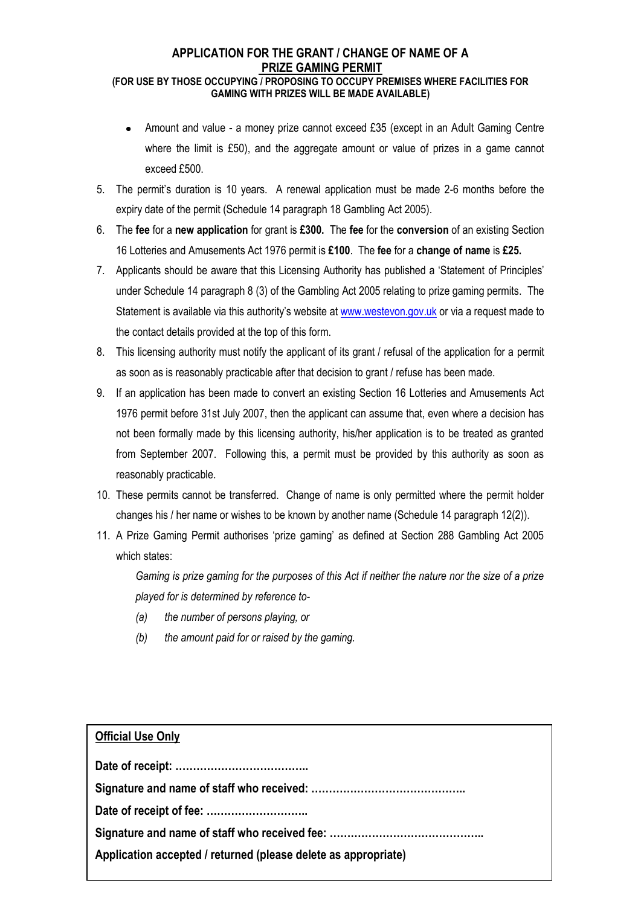## APPLICATION FOR THE GRANT / CHANGE OF NAME OF A PRIZE GAMING PERMIT

**(FOR USE BY THOSE OCCUPYING / PROPOSING TO OCCUPY PREMISES WHERE FACILITIES FOR GAMING WITH PRIZES WILL BE MADE AVAILABLE)**

- Amount and value - a money prize cannot exceed £35 (except in an Adult Gaming Centre where the limit is £50), and the aggregate amount or value of prizes in a game cannot exceed £500.

5. The permit's duration is 10 years. A renewal application must be made 2-6 months before the expiry date of the permit (Schedule 14 paragraph 18 Gambling Act 2005).
6. The **fee** for a **new application** for grant is **£300.** The **fee** for the **conversion** of an existing Section 16 Lotteries and Amusements Act 1976 permit is **£100**. The **fee** for a **change of name** is **£25.**
7. Applicants should be aware that this Licensing Authority has published a 'Statement of Principles' under Schedule 14 paragraph 8 (3) of the Gambling Act 2005 relating to prize gaming permits. The Statement is available via this authority's website at www.westevon.gov.uk or via a request made to the contact details provided at the top of this form.
8. This licensing authority must notify the applicant of its grant / refusal of the application for a permit as soon as is reasonably practicable after that decision to grant / refuse has been made.
9. If an application has been made to convert an existing Section 16 Lotteries and Amusements Act 1976 permit before 31st July 2007, then the applicant can assume that, even where a decision has not been formally made by this licensing authority, his/her application is to be treated as granted from September 2007. Following this, a permit must be provided by this authority as soon as reasonably practicable.
10. These permits cannot be transferred. Change of name is only permitted where the permit holder changes his / her name or wishes to be known by another name (Schedule 14 paragraph 12(2)).
11. A Prize Gaming Permit authorises 'prize gaming' as defined at Section 288 Gambling Act 2005 which states:

    *Gaming is prize gaming for the purposes of this Act if neither the nature nor the size of a prize played for is determined by reference to-*

    *(a) the number of persons playing, or*

    *(b) the amount paid for or raised by the gaming.*

**Official Use Only**

**Date of receipt: ………………………………..**

**Signature and name of staff who received: ……………………………………..**

**Date of receipt of fee: ………………………..**

**Signature and name of staff who received fee: ……………………………………..**

**Application accepted / returned (please delete as appropriate)**